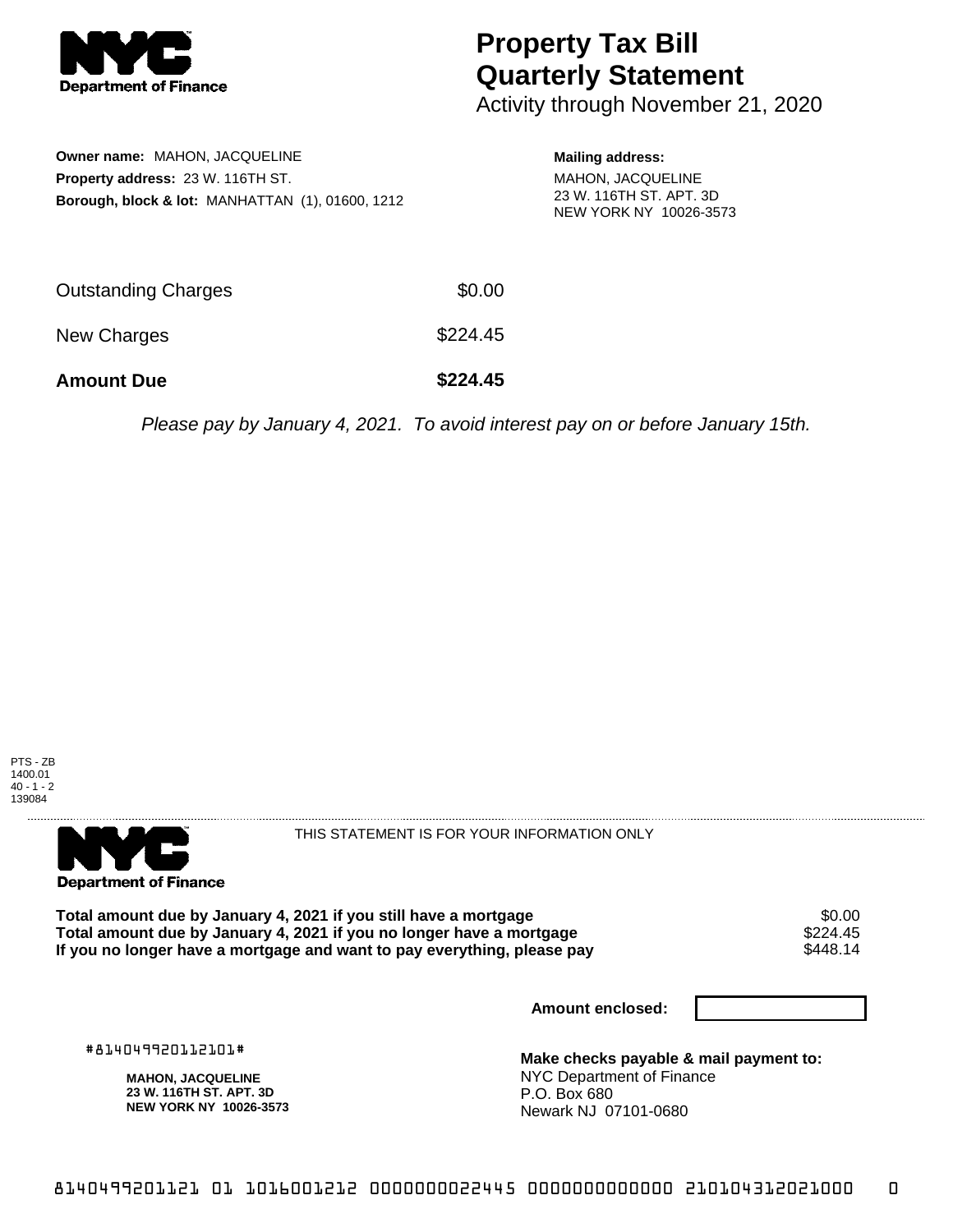# Property Tax Bill Quarterly Statement

Activity through November 21, 2020

**Owner name:** MAHON, JACQUELINE
**Property address:** 23 W. 116TH ST.
**Borough, block & lot:** MANHATTAN (1), 01600, 1212

**Mailing address:**
MAHON, JACQUELINE
23 W. 116TH ST. APT. 3D
NEW YORK NY 10026-3573

| | |
|---|---|
| Outstanding Charges | $0.00 |
| New Charges | $224.45 |
| **Amount Due** | **$224.45** |

*Please pay by January 4, 2021. To avoid interest pay on or before January 15th.*

PTS - ZB
1400.01
40 - 1 - 2
139084

THIS STATEMENT IS FOR YOUR INFORMATION ONLY

| | |
|---|---|
| **Total amount due by January 4, 2021 if you still have a mortgage** | $0.00 |
| **Total amount due by January 4, 2021 if you no longer have a mortgage** | $224.45 |
| **If you no longer have a mortgage and want to pay everything, please pay** | $448.14 |

**Amount enclosed:**

#814049920112101#

**MAHON, JACQUELINE**
**23 W. 116TH ST. APT. 3D**
**NEW YORK NY 10026-3573**

**Make checks payable & mail payment to:**
NYC Department of Finance
P.O. Box 680
Newark NJ 07101-0680

8140499201121 01 1016001212 0000000022445 0000000000000 210104312021000 0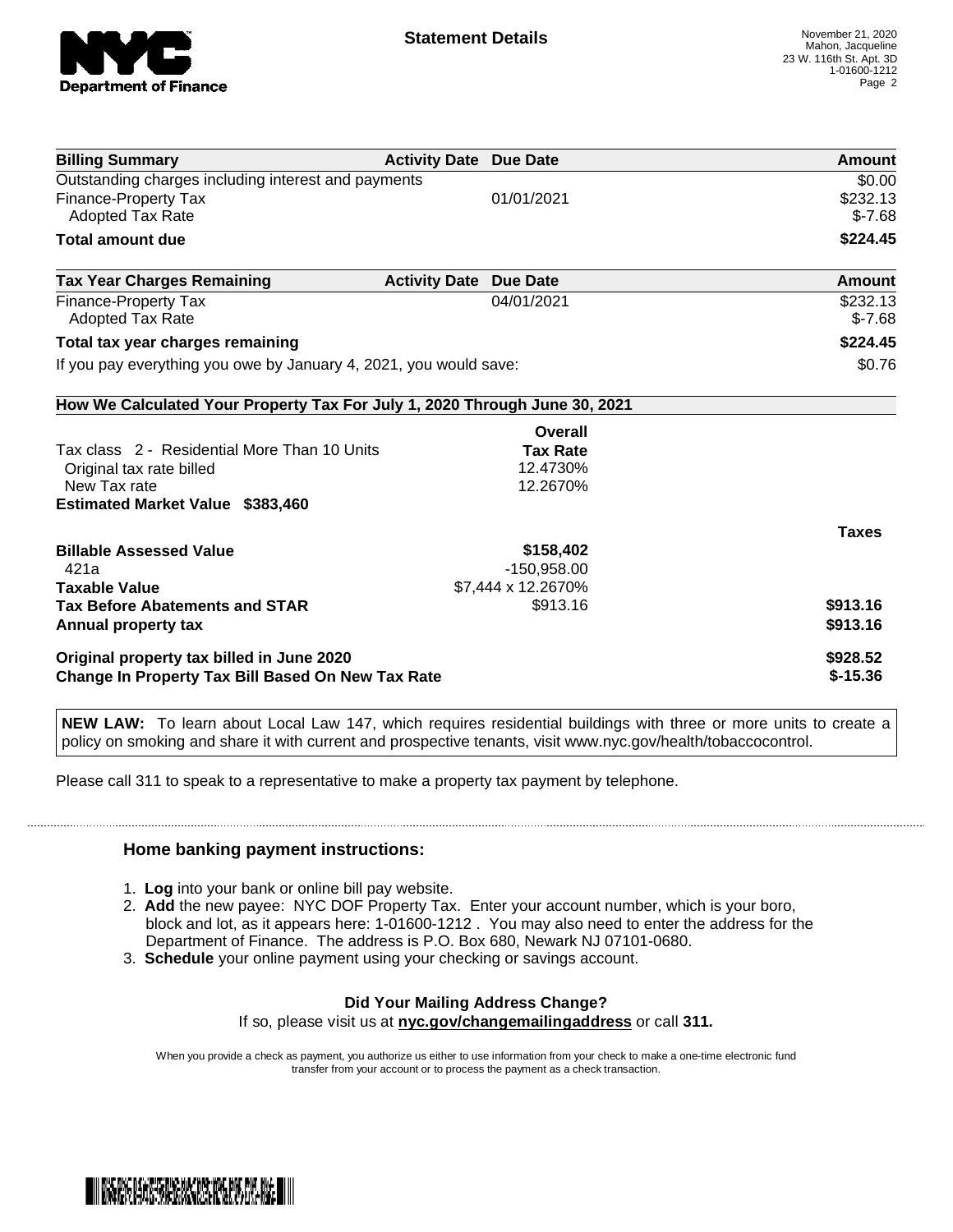## Statement Details

November 21, 2020
Mahon, Jacqueline
23 W. 116th St. Apt. 3D
1-01600-1212

| Billing Summary | Activity Date | Due Date | Amount |
|---|---|---|---|
| Outstanding charges including interest and payments | | | $0.00 |
| Finance-Property Tax | | 01/01/2021 | $232.13 |
| Adopted Tax Rate | | | $-7.68 |
| **Total amount due** | | | **$224.45** |

| Tax Year Charges Remaining | Activity Date | Due Date | Amount |
|---|---|---|---|
| Finance-Property Tax | | 04/01/2021 | $232.13 |
| Adopted Tax Rate | | | $-7.68 |
| **Total tax year charges remaining** | | | **$224.45** |
| If you pay everything you owe by January 4, 2021, you would save: | | | $0.76 |

### How We Calculated Your Property Tax For July 1, 2020 Through June 30, 2021

| | Overall Tax Rate | Taxes |
|---|---|---|
| Tax class 2 - Residential More Than 10 Units | | |
| Original tax rate billed | 12.4730% | |
| New Tax rate | 12.2670% | |
| **Estimated Market Value $383,460** | | |
| **Billable Assessed Value** | **$158,402** | |
| 421a | -150,958.00 | |
| **Taxable Value** | $7,444 x 12.2670% | |
| **Tax Before Abatements and STAR** | $913.16 | **$913.16** |
| **Annual property tax** | | **$913.16** |
| **Original property tax billed in June 2020** | | **$928.52** |
| **Change In Property Tax Bill Based On New Tax Rate** | | **$-15.36** |

**NEW LAW:** To learn about Local Law 147, which requires residential buildings with three or more units to create a policy on smoking and share it with current and prospective tenants, visit www.nyc.gov/health/tobaccocontrol.

Please call 311 to speak to a representative to make a property tax payment by telephone.

### Home banking payment instructions:

1. **Log** into your bank or online bill pay website.
2. **Add** the new payee: NYC DOF Property Tax. Enter your account number, which is your boro, block and lot, as it appears here: 1-01600-1212 . You may also need to enter the address for the Department of Finance. The address is P.O. Box 680, Newark NJ 07101-0680.
3. **Schedule** your online payment using your checking or savings account.

**Did Your Mailing Address Change?**
If so, please visit us at **nyc.gov/changemailingaddress** or call **311.**

When you provide a check as payment, you authorize us either to use information from your check to make a one-time electronic fund transfer from your account or to process the payment as a check transaction.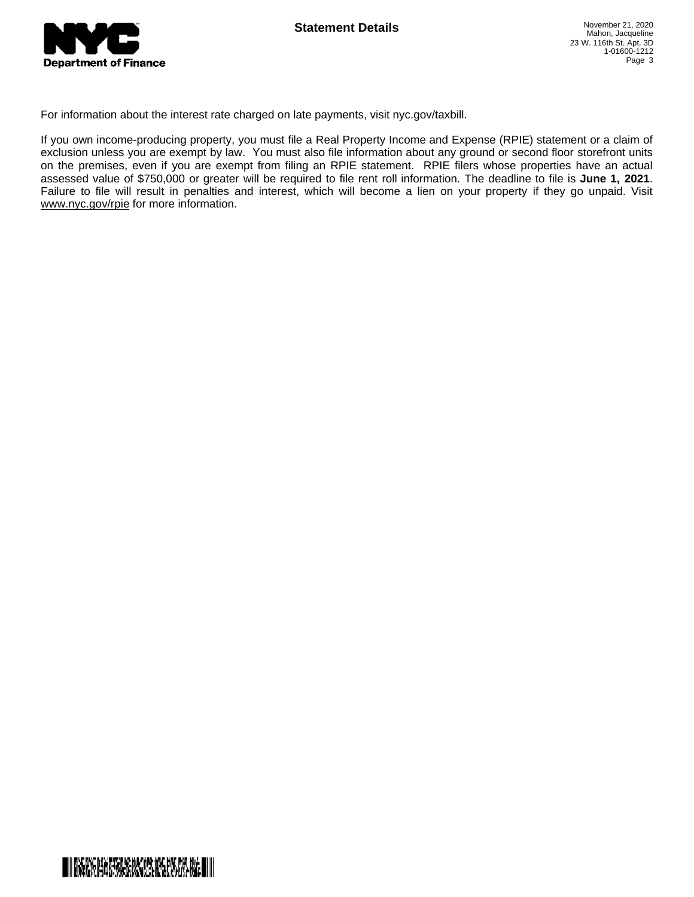For information about the interest rate charged on late payments, visit nyc.gov/taxbill.

If you own income-producing property, you must file a Real Property Income and Expense (RPIE) statement or a claim of exclusion unless you are exempt by law. You must also file information about any ground or second floor storefront units on the premises, even if you are exempt from filing an RPIE statement. RPIE filers whose properties have an actual assessed value of $750,000 or greater will be required to file rent roll information. The deadline to file is **June 1, 2021**. Failure to file will result in penalties and interest, which will become a lien on your property if they go unpaid. Visit www.nyc.gov/rpie for more information.